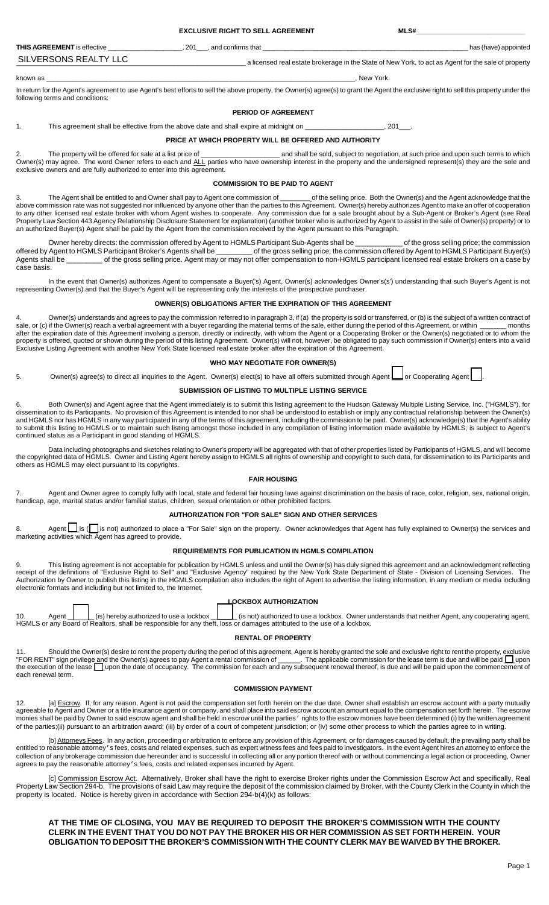**EXCLUSIVE RIGHT TO SELL AGREEMENT** **MLS#\_\_\_\_\_\_\_\_\_\_\_\_\_\_\_\_\_\_\_\_\_\_\_\_\_\_\_**

**THIS AGREEMENT** is effective \_\_\_\_\_\_\_\_\_\_\_\_\_\_\_\_\_\_\_, 201\_\_\_, and confirms that \_\_\_\_\_\_\_\_\_\_\_\_\_\_\_\_\_\_\_\_\_\_\_\_\_\_\_\_\_\_\_\_\_\_\_\_\_\_\_\_\_\_\_\_\_\_\_\_\_\_\_\_\_ has (have) appointed SILVERSONS REALTY LLC \_\_\_\_\_\_\_\_\_\_\_\_\_\_\_\_\_\_\_\_\_\_\_\_\_\_\_\_\_\_ a licensed real estate brokerage in the State of New York, to act as Agent for the sale of property known as \_\_\_\_\_\_\_\_\_\_\_\_\_\_\_\_\_\_\_\_\_\_\_\_\_\_\_\_\_\_\_\_\_\_\_\_\_\_\_\_\_\_\_\_\_\_\_\_\_\_\_\_\_\_\_\_\_\_\_\_\_\_\_\_\_\_\_\_\_\_\_\_\_\_\_\_\_\_\_\_\_\_\_, New York.

In return for the Agent's agreement to use Agent's best efforts to sell the above property, the Owner(s) agree(s) to grant the Agent the exclusive right to sell this property under the following terms and conditions:

**PERIOD OF AGREEMENT**

1. This agreement shall be effective from the above date and shall expire at midnight on \_\_\_\_\_\_\_\_\_\_\_\_\_\_\_\_\_\_\_\_, 201\_\_\_.

**PRICE AT WHICH PROPERTY WILL BE OFFERED AND AUTHORITY**

2. The property will be offered for sale at a list price of \_\_\_\_\_\_\_\_\_\_\_\_\_\_\_\_\_\_\_\_ and shall be sold, subject to negotiation, at such price and upon such terms to which Owner(s) may agree. The word Owner refers to each and ALL parties who have ownership interest in the property and the undersigned represent(s) they are the sole and exclusive owners and are fully authorized to enter into this agreement.

**COMMISSION TO BE PAID TO AGENT**

3. The Agent shall be entitled to and Owner shall pay to Agent one commission of \_\_\_\_\_\_\_\_of the selling price. Both the Owner(s) and the Agent acknowledge that the above commission rate was not suggested nor influenced by anyone other than the parties to this Agreement. Owner(s) hereby authorizes Agent to make an offer of cooperation to any other licensed real estate broker with whom Agent wishes to cooperate. Any commission due for a sale brought about by a Sub-Agent or Broker's Agent (see Real Property Law Section 443 Agency Relationship Disclosure Statement for explanation) (another broker who is authorized by Agent to assist in the sale of Owner(s) property) or to an authorized Buyer(s) Agent shall be paid by the Agent from the commission received by the Agent pursuant to this Paragraph.

Owner hereby directs: the commission offered by Agent to HGMLS Participant Sub-Agents shall be \_\_\_\_\_\_\_\_\_\_\_\_ of the gross selling price; the commission offered by Agent to HGMLS Participant Broker's Agents shall be \_\_\_\_\_\_\_\_\_ of the gross selling price; the commission offered by Agent to HGMLS Participant Buyer(s) Agents shall be \_\_\_\_\_\_\_\_\_ of the gross selling price. Agent may or may not offer compensation to non-HGMLS participant licensed real estate brokers on a case by case basis.

In the event that Owner(s) authorizes Agent to compensate a Buyer('s) Agent, Owner(s) acknowledges Owner's(s') understanding that such Buyer's Agent is not representing Owner(s) and that the Buyer's Agent will be representing only the interests of the prospective purchaser.

**OWNER(S) OBLIGATIONS AFTER THE EXPIRATION OF THIS AGREEMENT**

4. Owner(s) understands and agrees to pay the commission referred to in paragraph 3, if (a) the property is sold or transferred, or (b) is the subject of a written contract of sale, or (c) if the Owner(s) reach a verbal agreement with a buyer regarding the material terms of the sale, either during the period of this Agreement, or within \_\_\_\_\_\_\_ months after the expiration date of this Agreement involving a person, directly or indirectly, with whom the Agent or a Cooperating Broker or the Owner(s) negotiated or to whom the property is offered, quoted or shown during the period of this listing Agreement. Owner(s) will not, however, be obligated to pay such commission if Owner(s) enters into a valid Exclusive Listing Agreement with another New York State licensed real estate broker after the expiration of this Agreement.

**WHO MAY NEGOTIATE FOR OWNER(S)**

5. Owner(s) agree(s) to direct all inquiries to the Agent. Owner(s) elect(s) to have all offers submitted through Agent ☐ or Cooperating Agent ☐.

**SUBMISSION OF LISTING TO MULTIPLE LISTING SERVICE**

6. Both Owner(s) and Agent agree that the Agent immediately is to submit this listing agreement to the Hudson Gateway Multiple Listing Service, Inc. ("HGMLS"), for dissemination to its Participants. No provision of this Agreement is intended to nor shall be understood to establish or imply any contractual relationship between the Owner(s) and HGMLS nor has HGMLS in any way participated in any of the terms of this agreement, including the commission to be paid. Owner(s) acknowledge(s) that the Agent's ability to submit this listing to HGMLS or to maintain such listing amongst those included in any compilation of listing information made available by HGMLS, is subject to Agent's continued status as a Participant in good standing of HGMLS.

Data including photographs and sketches relating to Owner's property will be aggregated with that of other properties listed by Participants of HGMLS, and will become the copyrighted data of HGMLS. Owner and Listing Agent hereby assign to HGMLS all rights of ownership and copyright to such data, for dissemination to its Participants and others as HGMLS may elect pursuant to its copyrights.

**FAIR HOUSING**

7. Agent and Owner agree to comply fully with local, state and federal fair housing laws against discrimination on the basis of race, color, religion, sex, national origin, handicap, age, marital status and/or familial status, children, sexual orientation or other prohibited factors.

**AUTHORIZATION FOR "FOR SALE" SIGN AND OTHER SERVICES**

8. Agent ☐ is (☐ is not) authorized to place a "For Sale" sign on the property. Owner acknowledges that Agent has fully explained to Owner(s) the services and marketing activities which Agent has agreed to provide.

**REQUIREMENTS FOR PUBLICATION IN HGMLS COMPILATION**

9. This listing agreement is not acceptable for publication by HGMLS unless and until the Owner(s) has duly signed this agreement and an acknowledgment reflecting receipt of the definitions of "Exclusive Right to Sell" and "Exclusive Agency" required by the New York State Department of State - Division of Licensing Services. The Authorization by Owner to publish this listing in the HGMLS compilation also includes the right of Agent to advertise the listing information, in any medium or media including electronic formats and including but not limited to, the Internet.

**LOCKBOX AUTHORIZATION**

10. Agent ☐ (is) hereby authorized to use a lockbox ☐ (is not) authorized to use a lockbox. Owner understands that neither Agent, any cooperating agent, HGMLS or any Board of Realtors, shall be responsible for any theft, loss or damages attributed to the use of a lockbox.

**RENTAL OF PROPERTY**

11. Should the Owner(s) desire to rent the property during the period of this agreement, Agent is hereby granted the sole and exclusive right to rent the property, exclusive "FOR RENT" sign privilege and the Owner(s) agrees to pay Agent a rental commission of \_\_\_\_\_\_. The applicable commission for the lease term is due and will be paid ☐ upon the execution of the lease ☐ upon the date of occupancy. The commission for each and any subsequent renewal thereof, is due and will be paid upon the commencement of each renewal term.

**COMMISSION PAYMENT**

12. [a] Escrow. If, for any reason, Agent is not paid the compensation set forth herein on the due date, Owner shall establish an escrow account with a party mutually agreeable to Agent and Owner or a title insurance agency or company, and shall place into said escrow account an amount equal to the compensation set forth herein. The escrow monies shall be paid by Owner to said escrow agent and shall be held in escrow until the parties' rights to the escrow monies have been determined (i) by the written agreement of the parties;(ii) pursuant to an arbitration award; (iii) by order of a court of competent jurisdiction; or (iv) some other process to which the parties agree to in writing.

[b] Attorneys Fees. In any action, proceeding or arbitration to enforce any provision of this Agreement, or for damages caused by default, the prevailing party shall be entitled to reasonable attorney's fees, costs and related expenses, such as expert witness fees and fees paid to investigators. In the event Agent hires an attorney to enforce the collection of any brokerage commission due hereunder and is successful in collecting all or any portion thereof with or without commencing a legal action or proceeding, Owner agrees to pay the reasonable attorney's fees, costs and related expenses incurred by Agent.

[c] Commission Escrow Act. Alternatively, Broker shall have the right to exercise Broker rights under the Commission Escrow Act and specifically, Real Property Law Section 294-b. The provisions of said Law may require the deposit of the commission claimed by Broker, with the County Clerk in the County in which the property is located. Notice is hereby given in accordance with Section 294-b(4)(k) as follows:

**AT THE TIME OF CLOSING, YOU MAY BE REQUIRED TO DEPOSIT THE BROKER'S COMMISSION WITH THE COUNTY CLERK IN THE EVENT THAT YOU DO NOT PAY THE BROKER HIS OR HER COMMISSION AS SET FORTH HEREIN. YOUR OBLIGATION TO DEPOSIT THE BROKER'S COMMISSION WITH THE COUNTY CLERK MAY BE WAIVED BY THE BROKER.**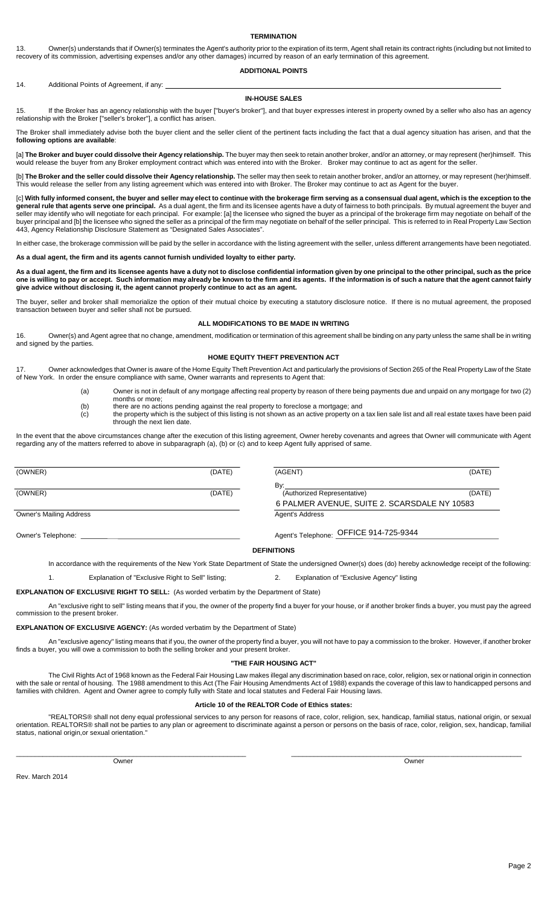## TERMINATION

13. Owner(s) understands that if Owner(s) terminates the Agent's authority prior to the expiration of its term, Agent shall retain its contract rights (including but not limited to recovery of its commission, advertising expenses and/or any other damages) incurred by reason of an early termination of this agreement.

## ADDITIONAL POINTS

14. Additional Points of Agreement, if any: ______________________________

## IN-HOUSE SALES

15. If the Broker has an agency relationship with the buyer ["buyer's broker"], and that buyer expresses interest in property owned by a seller who also has an agency relationship with the Broker ["seller's broker"], a conflict has arisen.

The Broker shall immediately advise both the buyer client and the seller client of the pertinent facts including the fact that a dual agency situation has arisen, and that the **following options are available**:

[a] **The Broker and buyer could dissolve their Agency relationship.** The buyer may then seek to retain another broker, and/or an attorney, or may represent (her)himself. This would release the buyer from any Broker employment contract which was entered into with the Broker. Broker may continue to act as agent for the seller.

[b] **The Broker and the seller could dissolve their Agency relationship.** The seller may then seek to retain another broker, and/or an attorney, or may represent (her)himself. This would release the seller from any listing agreement which was entered into with Broker. The Broker may continue to act as Agent for the buyer.

[c] **With fully informed consent, the buyer and seller may elect to continue with the brokerage firm serving as a consensual dual agent, which is the exception to the general rule that agents serve one principal.** As a dual agent, the firm and its licensee agents have a duty of fairness to both principals. By mutual agreement the buyer and seller may identify who will negotiate for each principal. For example: [a] the licensee who signed the buyer as a principal of the brokerage firm may negotiate on behalf of the buyer principal and [b] the licensee who signed the seller as a principal of the firm may negotiate on behalf of the seller principal. This is referred to in Real Property Law Section 443, Agency Relationship Disclosure Statement as "Designated Sales Associates".

In either case, the brokerage commission will be paid by the seller in accordance with the listing agreement with the seller, unless different arrangements have been negotiated.

**As a dual agent, the firm and its agents cannot furnish undivided loyalty to either party.**

**As a dual agent, the firm and its licensee agents have a duty not to disclose confidential information given by one principal to the other principal, such as the price one is willing to pay or accept. Such information may already be known to the firm and its agents. If the information is of such a nature that the agent cannot fairly give advice without disclosing it, the agent cannot properly continue to act as an agent.**

The buyer, seller and broker shall memorialize the option of their mutual choice by executing a statutory disclosure notice. If there is no mutual agreement, the proposed transaction between buyer and seller shall not be pursued.

## ALL MODIFICATIONS TO BE MADE IN WRITING

16. Owner(s) and Agent agree that no change, amendment, modification or termination of this agreement shall be binding on any party unless the same shall be in writing and signed by the parties.

## HOME EQUITY THEFT PREVENTION ACT

17. Owner acknowledges that Owner is aware of the Home Equity Theft Prevention Act and particularly the provisions of Section 265 of the Real Property Law of the State of New York. In order the ensure compliance with same, Owner warrants and represents to Agent that:

(a) Owner is not in default of any mortgage affecting real property by reason of there being payments due and unpaid on any mortgage for two (2) months or more;

(b) there are no actions pending against the real property to foreclose a mortgage; and

(c) the property which is the subject of this listing is not shown as an active property on a tax lien sale list and all real estate taxes have been paid through the next lien date.

In the event that the above circumstances change after the execution of this listing agreement, Owner hereby covenants and agrees that Owner will communicate with Agent regarding any of the matters referred to above in subparagraph (a), (b) or (c) and to keep Agent fully apprised of same.

| | | | |
|---|---|---|---|
| (OWNER) | (DATE) | (AGENT) | (DATE) |
| (OWNER) | (DATE) | By: (Authorized Representative) | (DATE) |
| Owner's Mailing Address | | 6 PALMER AVENUE, SUITE 2. SCARSDALE NY 10583<br>Agent's Address | |
| Owner's Telephone: | | Agent's Telephone: OFFICE 914-725-9344 | |

## DEFINITIONS

In accordance with the requirements of the New York State Department of State the undersigned Owner(s) does (do) hereby acknowledge receipt of the following:

1. Explanation of "Exclusive Right to Sell" listing;
2. Explanation of "Exclusive Agency" listing

**EXPLANATION OF EXCLUSIVE RIGHT TO SELL:** (As worded verbatim by the Department of State)

An "exclusive right to sell" listing means that if you, the owner of the property find a buyer for your house, or if another broker finds a buyer, you must pay the agreed commission to the present broker.

**EXPLANATION OF EXCLUSIVE AGENCY:** (As worded verbatim by the Department of State)

An "exclusive agency" listing means that if you, the owner of the property find a buyer, you will not have to pay a commission to the broker. However, if another broker finds a buyer, you will owe a commission to both the selling broker and your present broker.

## "THE FAIR HOUSING ACT"

The Civil Rights Act of 1968 known as the Federal Fair Housing Law makes illegal any discrimination based on race, color, religion, sex or national origin in connection with the sale or rental of housing. The 1988 amendment to this Act (The Fair Housing Amendments Act of 1988) expands the coverage of this law to handicapped persons and families with children. Agent and Owner agree to comply fully with State and local statutes and Federal Fair Housing laws.

## Article 10 of the REALTOR Code of Ethics states:

"REALTORS® shall not deny equal professional services to any person for reasons of race, color, religion, sex, handicap, familial status, national origin, or sexual orientation. REALTORS® shall not be parties to any plan or agreement to discriminate against a person or persons on the basis of race, color, religion, sex, handicap, familial status, national origin,or sexual orientation."

______________________________ Owner

______________________________ Owner

Rev. March 2014